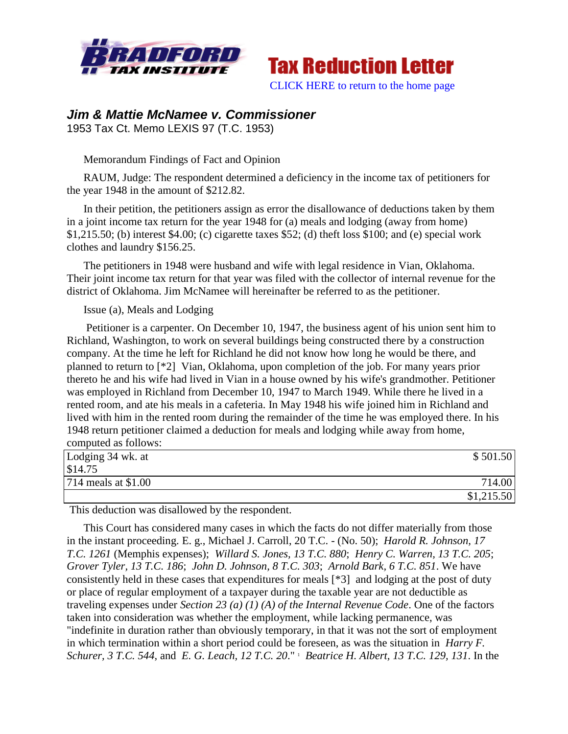Bradford Tax Institute — Tax Reduction Letter

CLICK HERE to return to the home page

## *Jim & Mattie McNamee v. Commissioner*

1953 Tax Ct. Memo LEXIS 97 (T.C. 1953)

Memorandum Findings of Fact and Opinion

RAUM, Judge: The respondent determined a deficiency in the income tax of petitioners for the year 1948 in the amount of $212.82.

In their petition, the petitioners assign as error the disallowance of deductions taken by them in a joint income tax return for the year 1948 for (a) meals and lodging (away from home) $1,215.50; (b) interest $4.00; (c) cigarette taxes $52; (d) theft loss $100; and (e) special work clothes and laundry $156.25.

The petitioners in 1948 were husband and wife with legal residence in Vian, Oklahoma. Their joint income tax return for that year was filed with the collector of internal revenue for the district of Oklahoma. Jim McNamee will hereinafter be referred to as the petitioner.

Issue (a), Meals and Lodging

Petitioner is a carpenter. On December 10, 1947, the business agent of his union sent him to Richland, Washington, to work on several buildings being constructed there by a construction company. At the time he left for Richland he did not know how long he would be there, and planned to return to [*2] Vian, Oklahoma, upon completion of the job. For many years prior thereto he and his wife had lived in Vian in a house owned by his wife's grandmother. Petitioner was employed in Richland from December 10, 1947 to March 1949. While there he lived in a rented room, and ate his meals in a cafeteria. In May 1948 his wife joined him in Richland and lived with him in the rented room during the remainder of the time he was employed there. In his 1948 return petitioner claimed a deduction for meals and lodging while away from home, computed as follows:

| | |
|---|---|
| Lodging 34 wk. at $14.75 | $ 501.50 |
| 714 meals at $1.00 | 714.00 |
| | $1,215.50 |

This deduction was disallowed by the respondent.

This Court has considered many cases in which the facts do not differ materially from those in the instant proceeding. E. g., Michael J. Carroll, 20 T.C. - (No. 50); *Harold R. Johnson, 17 T.C. 1261* (Memphis expenses); *Willard S. Jones, 13 T.C. 880*; *Henry C. Warren, 13 T.C. 205*; *Grover Tyler, 13 T.C. 186*; *John D. Johnson, 8 T.C. 303*; *Arnold Bark, 6 T.C. 851*. We have consistently held in these cases that expenditures for meals [*3] and lodging at the post of duty or place of regular employment of a taxpayer during the taxable year are not deductible as traveling expenses under *Section 23 (a) (1) (A) of the Internal Revenue Code*. One of the factors taken into consideration was whether the employment, while lacking permanence, was "indefinite in duration rather than obviously temporary, in that it was not the sort of employment in which termination within a short period could be foreseen, as was the situation in *Harry F. Schurer, 3 T.C. 544*, and *E. G. Leach, 12 T.C. 20*." [1] *Beatrice H. Albert, 13 T.C. 129, 131*. In the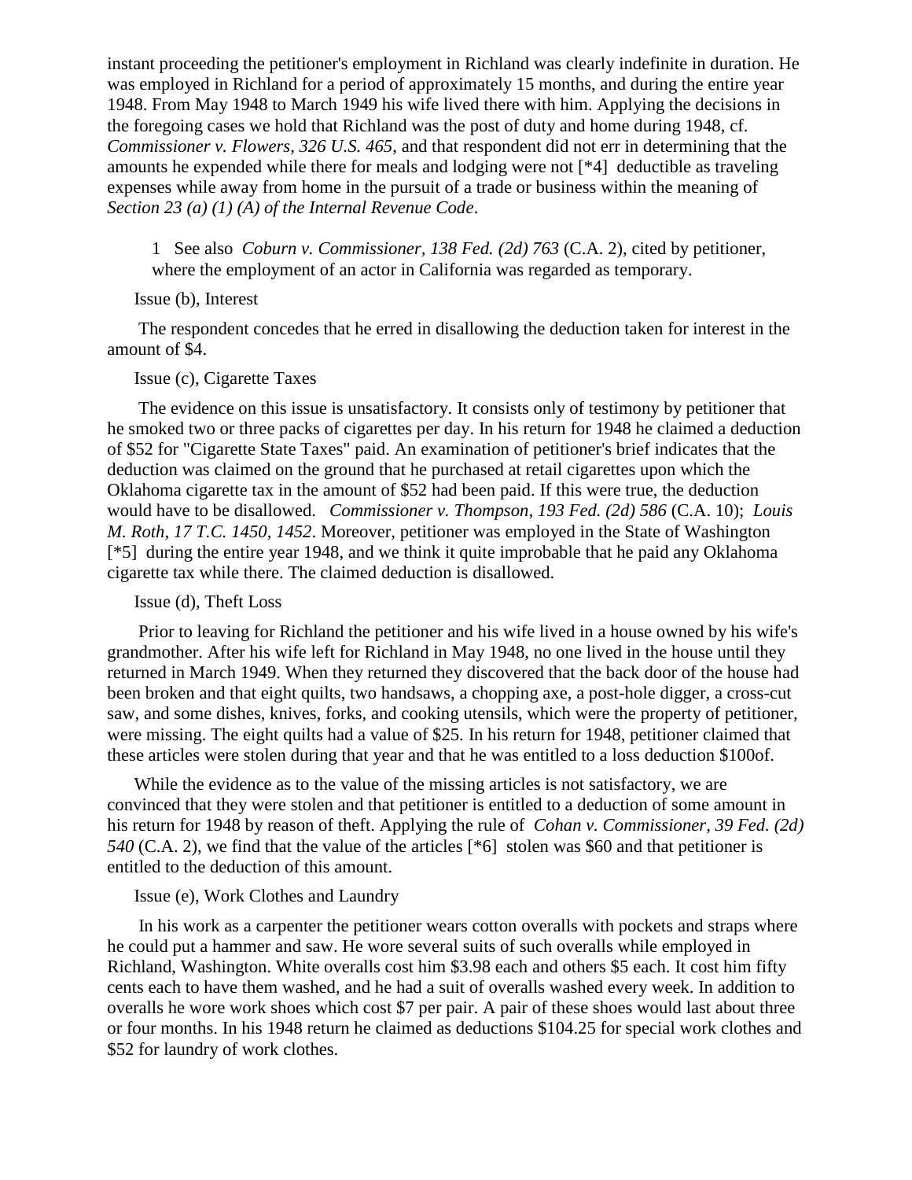instant proceeding the petitioner's employment in Richland was clearly indefinite in duration. He was employed in Richland for a period of approximately 15 months, and during the entire year 1948. From May 1948 to March 1949 his wife lived there with him. Applying the decisions in the foregoing cases we hold that Richland was the post of duty and home during 1948, cf. *Commissioner v. Flowers, 326 U.S. 465*, and that respondent did not err in determining that the amounts he expended while there for meals and lodging were not [*4] deductible as traveling expenses while away from home in the pursuit of a trade or business within the meaning of *Section 23 (a) (1) (A) of the Internal Revenue Code*.

1 See also *Coburn v. Commissioner, 138 Fed. (2d) 763* (C.A. 2), cited by petitioner, where the employment of an actor in California was regarded as temporary.

Issue (b), Interest

The respondent concedes that he erred in disallowing the deduction taken for interest in the amount of $4.

Issue (c), Cigarette Taxes

The evidence on this issue is unsatisfactory. It consists only of testimony by petitioner that he smoked two or three packs of cigarettes per day. In his return for 1948 he claimed a deduction of $52 for "Cigarette State Taxes" paid. An examination of petitioner's brief indicates that the deduction was claimed on the ground that he purchased at retail cigarettes upon which the Oklahoma cigarette tax in the amount of $52 had been paid. If this were true, the deduction would have to be disallowed. *Commissioner v. Thompson, 193 Fed. (2d) 586* (C.A. 10); *Louis M. Roth, 17 T.C. 1450, 1452*. Moreover, petitioner was employed in the State of Washington [*5] during the entire year 1948, and we think it quite improbable that he paid any Oklahoma cigarette tax while there. The claimed deduction is disallowed.

Issue (d), Theft Loss

Prior to leaving for Richland the petitioner and his wife lived in a house owned by his wife's grandmother. After his wife left for Richland in May 1948, no one lived in the house until they returned in March 1949. When they returned they discovered that the back door of the house had been broken and that eight quilts, two handsaws, a chopping axe, a post-hole digger, a cross-cut saw, and some dishes, knives, forks, and cooking utensils, which were the property of petitioner, were missing. The eight quilts had a value of $25. In his return for 1948, petitioner claimed that these articles were stolen during that year and that he was entitled to a loss deduction $100of.

While the evidence as to the value of the missing articles is not satisfactory, we are convinced that they were stolen and that petitioner is entitled to a deduction of some amount in his return for 1948 by reason of theft. Applying the rule of *Cohan v. Commissioner, 39 Fed. (2d) 540* (C.A. 2), we find that the value of the articles [*6] stolen was $60 and that petitioner is entitled to the deduction of this amount.

Issue (e), Work Clothes and Laundry

In his work as a carpenter the petitioner wears cotton overalls with pockets and straps where he could put a hammer and saw. He wore several suits of such overalls while employed in Richland, Washington. White overalls cost him $3.98 each and others $5 each. It cost him fifty cents each to have them washed, and he had a suit of overalls washed every week. In addition to overalls he wore work shoes which cost $7 per pair. A pair of these shoes would last about three or four months. In his 1948 return he claimed as deductions $104.25 for special work clothes and $52 for laundry of work clothes.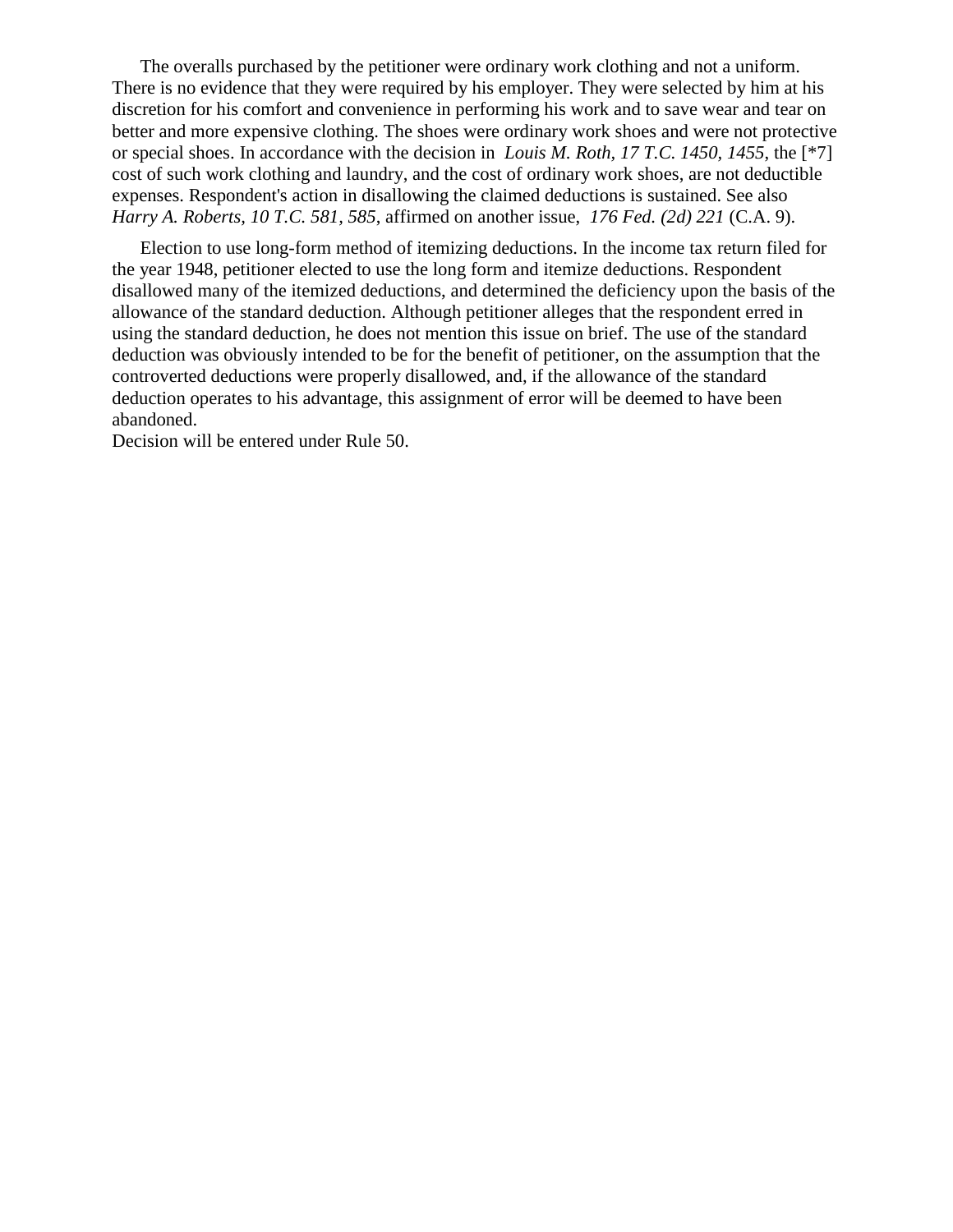The overalls purchased by the petitioner were ordinary work clothing and not a uniform. There is no evidence that they were required by his employer. They were selected by him at his discretion for his comfort and convenience in performing his work and to save wear and tear on better and more expensive clothing. The shoes were ordinary work shoes and were not protective or special shoes. In accordance with the decision in *Louis M. Roth, 17 T.C. 1450, 1455*, the [*7] cost of such work clothing and laundry, and the cost of ordinary work shoes, are not deductible expenses. Respondent's action in disallowing the claimed deductions is sustained. See also *Harry A. Roberts, 10 T.C. 581, 585*, affirmed on another issue, *176 Fed. (2d) 221* (C.A. 9).

Election to use long-form method of itemizing deductions. In the income tax return filed for the year 1948, petitioner elected to use the long form and itemize deductions. Respondent disallowed many of the itemized deductions, and determined the deficiency upon the basis of the allowance of the standard deduction. Although petitioner alleges that the respondent erred in using the standard deduction, he does not mention this issue on brief. The use of the standard deduction was obviously intended to be for the benefit of petitioner, on the assumption that the controverted deductions were properly disallowed, and, if the allowance of the standard deduction operates to his advantage, this assignment of error will be deemed to have been abandoned.

Decision will be entered under Rule 50.